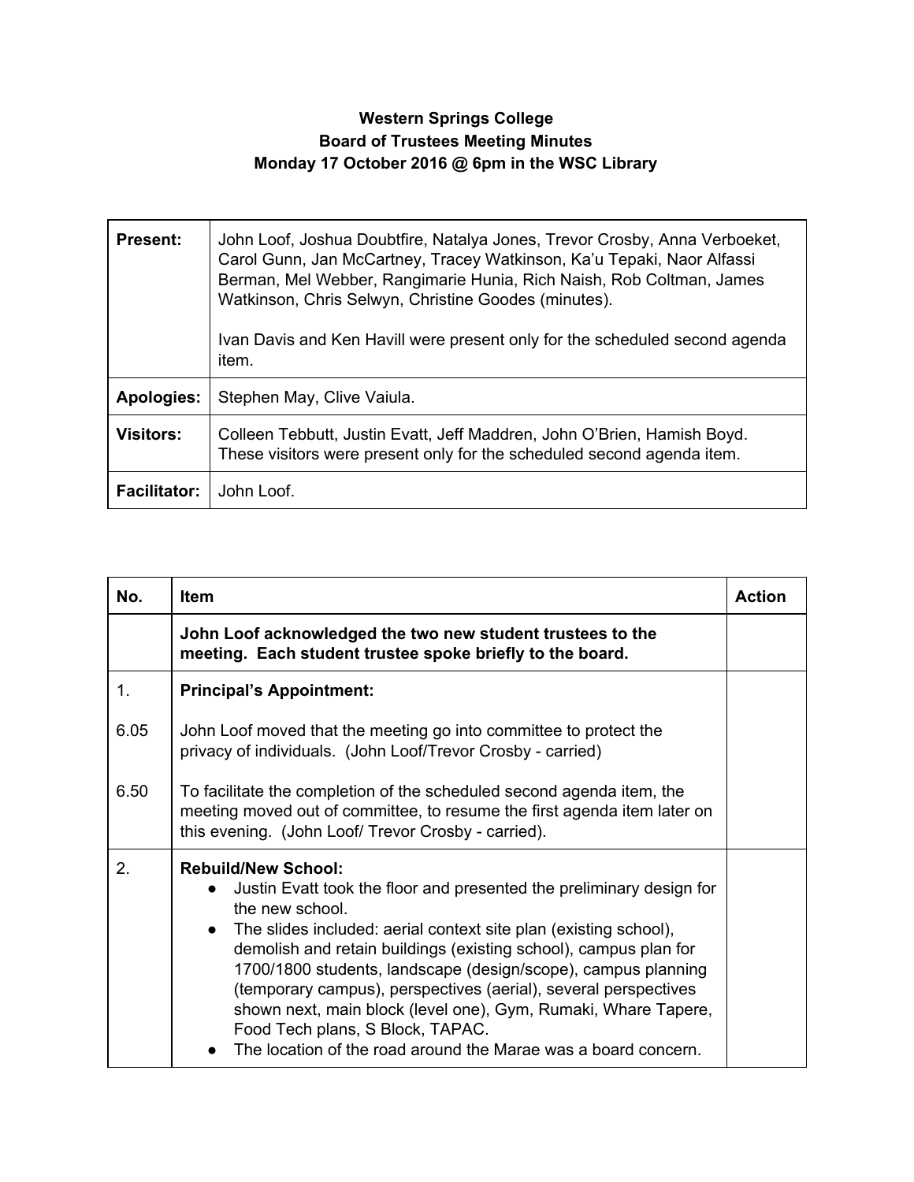**Western Springs College**
**Board of Trustees Meeting Minutes**
**Monday 17 October 2016 @ 6pm in the WSC Library**

| | |
|---|---|
| **Present:** | John Loof, Joshua Doubtfire, Natalya Jones, Trevor Crosby, Anna Verboeket, Carol Gunn, Jan McCartney, Tracey Watkinson, Ka'u Tepaki, Naor Alfassi Berman, Mel Webber, Rangimarie Hunia, Rich Naish, Rob Coltman, James Watkinson, Chris Selwyn, Christine Goodes (minutes).<br><br>Ivan Davis and Ken Havill were present only for the scheduled second agenda item. |
| **Apologies:** | Stephen May, Clive Vaiula. |
| **Visitors:** | Colleen Tebbutt, Justin Evatt, Jeff Maddren, John O'Brien, Hamish Boyd. These visitors were present only for the scheduled second agenda item. |
| **Facilitator:** | John Loof. |

| No. | Item | Action |
|---|---|---|
| | **John Loof acknowledged the two new student trustees to the meeting. Each student trustee spoke briefly to the board.** | |
| 1. | **Principal's Appointment:** | |
| 6.05 | John Loof moved that the meeting go into committee to protect the privacy of individuals. (John Loof/Trevor Crosby - carried) | |
| 6.50 | To facilitate the completion of the scheduled second agenda item, the meeting moved out of committee, to resume the first agenda item later on this evening. (John Loof/ Trevor Crosby - carried). | |
| 2. | **Rebuild/New School:**<br>● Justin Evatt took the floor and presented the preliminary design for the new school.<br>● The slides included: aerial context site plan (existing school), demolish and retain buildings (existing school), campus plan for 1700/1800 students, landscape (design/scope), campus planning (temporary campus), perspectives (aerial), several perspectives shown next, main block (level one), Gym, Rumaki, Whare Tapere, Food Tech plans, S Block, TAPAC.<br>● The location of the road around the Marae was a board concern. | |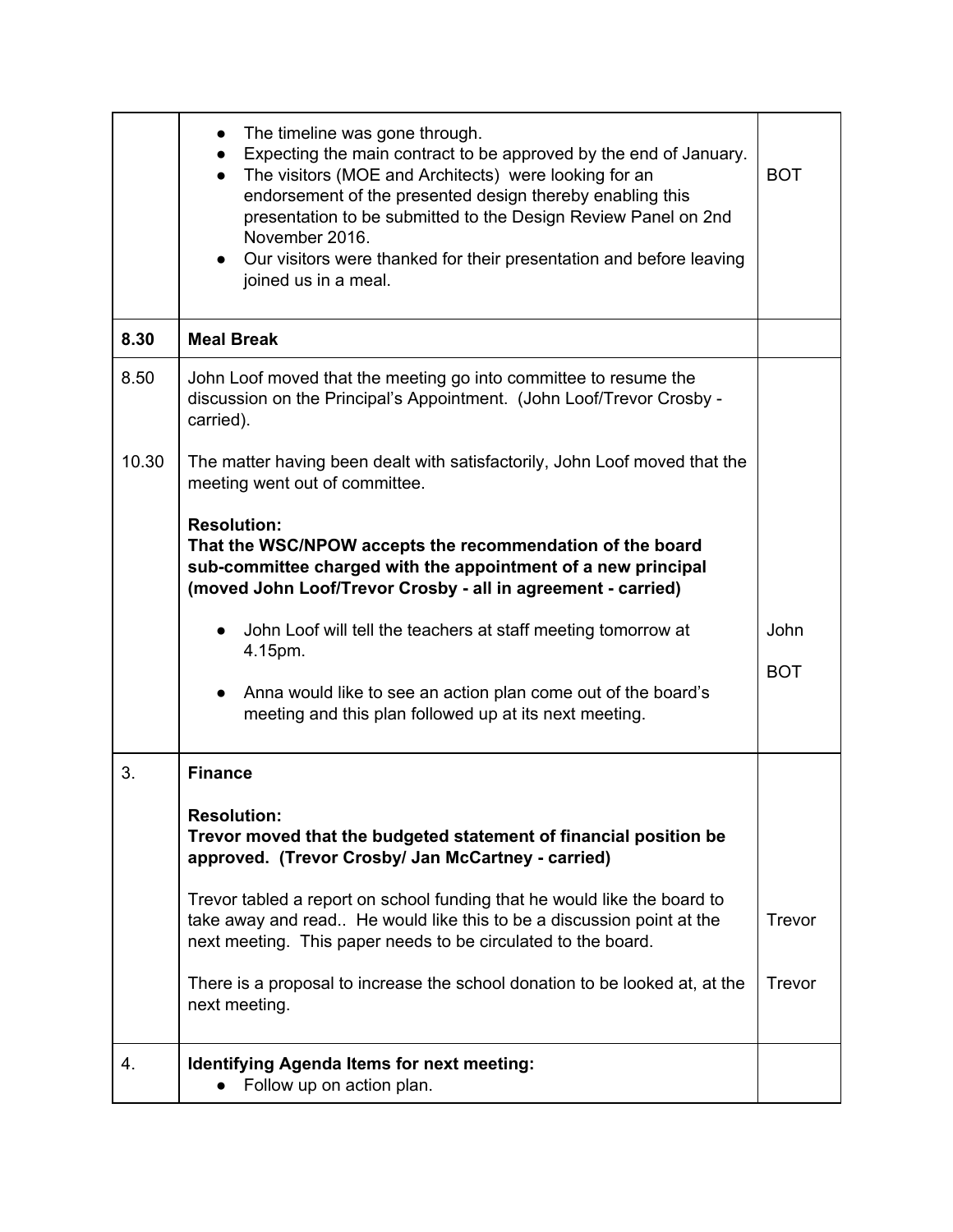| | | |
|---|---|---|
| | • The timeline was gone through.<br>• Expecting the main contract to be approved by the end of January.<br>• The visitors (MOE and Architects) were looking for an endorsement of the presented design thereby enabling this presentation to be submitted to the Design Review Panel on 2nd November 2016.<br>• Our visitors were thanked for their presentation and before leaving joined us in a meal. | BOT |
| **8.30** | **Meal Break** | |
| 8.50 | John Loof moved that the meeting go into committee to resume the discussion on the Principal's Appointment. (John Loof/Trevor Crosby - carried). | |
| 10.30 | The matter having been dealt with satisfactorily, John Loof moved that the meeting went out of committee.<br><br>**Resolution:**<br>**That the WSC/NPOW accepts the recommendation of the board sub-committee charged with the appointment of a new principal (moved John Loof/Trevor Crosby - all in agreement - carried)**<br><br>• John Loof will tell the teachers at staff meeting tomorrow at 4.15pm.<br><br>• Anna would like to see an action plan come out of the board's meeting and this plan followed up at its next meeting. | John<br><br>BOT |
| 3. | **Finance**<br><br>**Resolution:**<br>**Trevor moved that the budgeted statement of financial position be approved. (Trevor Crosby/ Jan McCartney - carried)**<br><br>Trevor tabled a report on school funding that he would like the board to take away and read.. He would like this to be a discussion point at the next meeting. This paper needs to be circulated to the board.<br><br>There is a proposal to increase the school donation to be looked at, at the next meeting. | Trevor<br><br>Trevor |
| 4. | **Identifying Agenda Items for next meeting:**<br>• Follow up on action plan. | |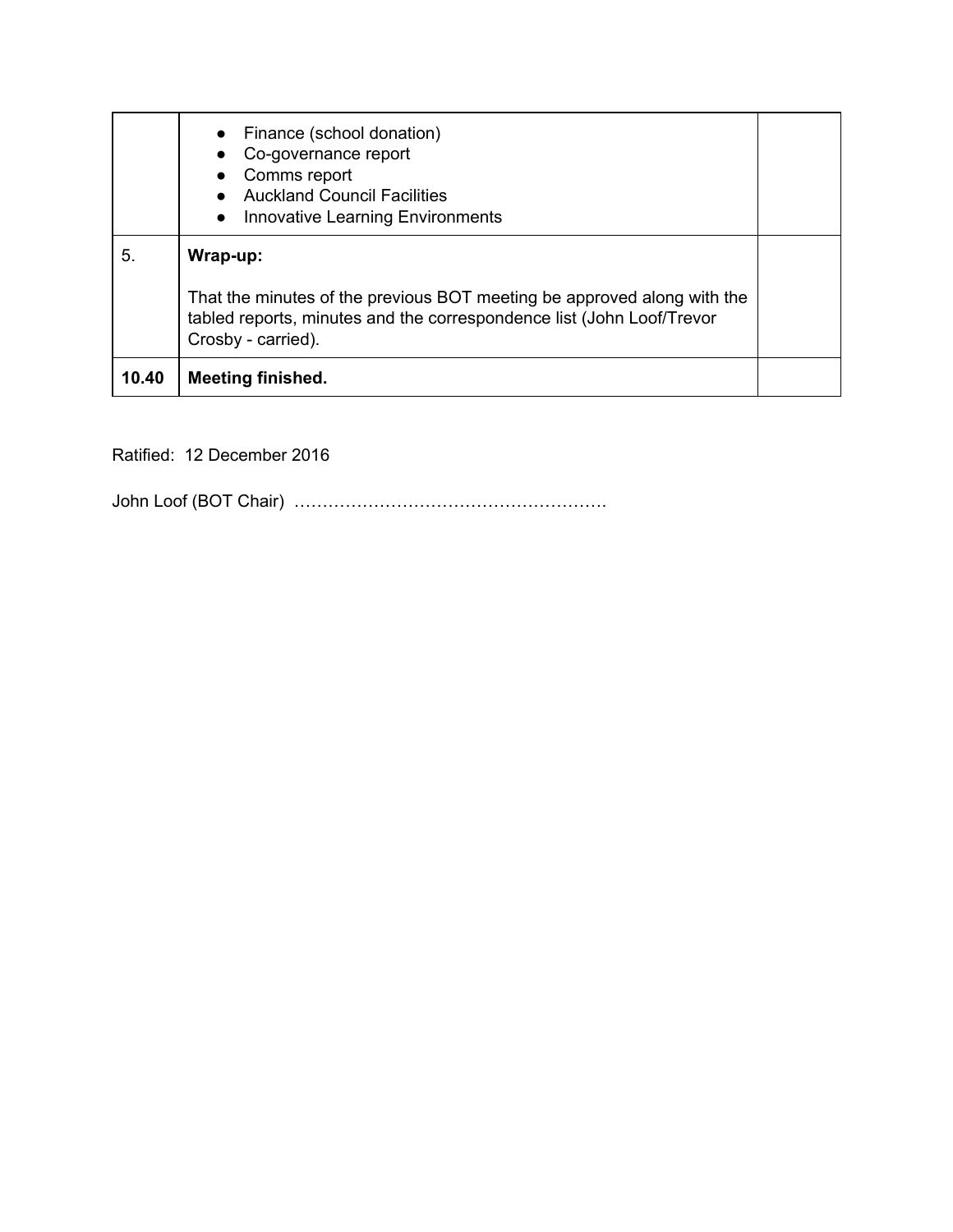| | | |
|---|---|---|
| | • Finance (school donation)<br>• Co-governance report<br>• Comms report<br>• Auckland Council Facilities<br>• Innovative Learning Environments | |
| 5. | **Wrap-up:**<br><br>That the minutes of the previous BOT meeting be approved along with the tabled reports, minutes and the correspondence list (John Loof/Trevor Crosby - carried). | |
| **10.40** | **Meeting finished.** | |

Ratified: 12 December 2016

John Loof (BOT Chair) ……………………………………………….